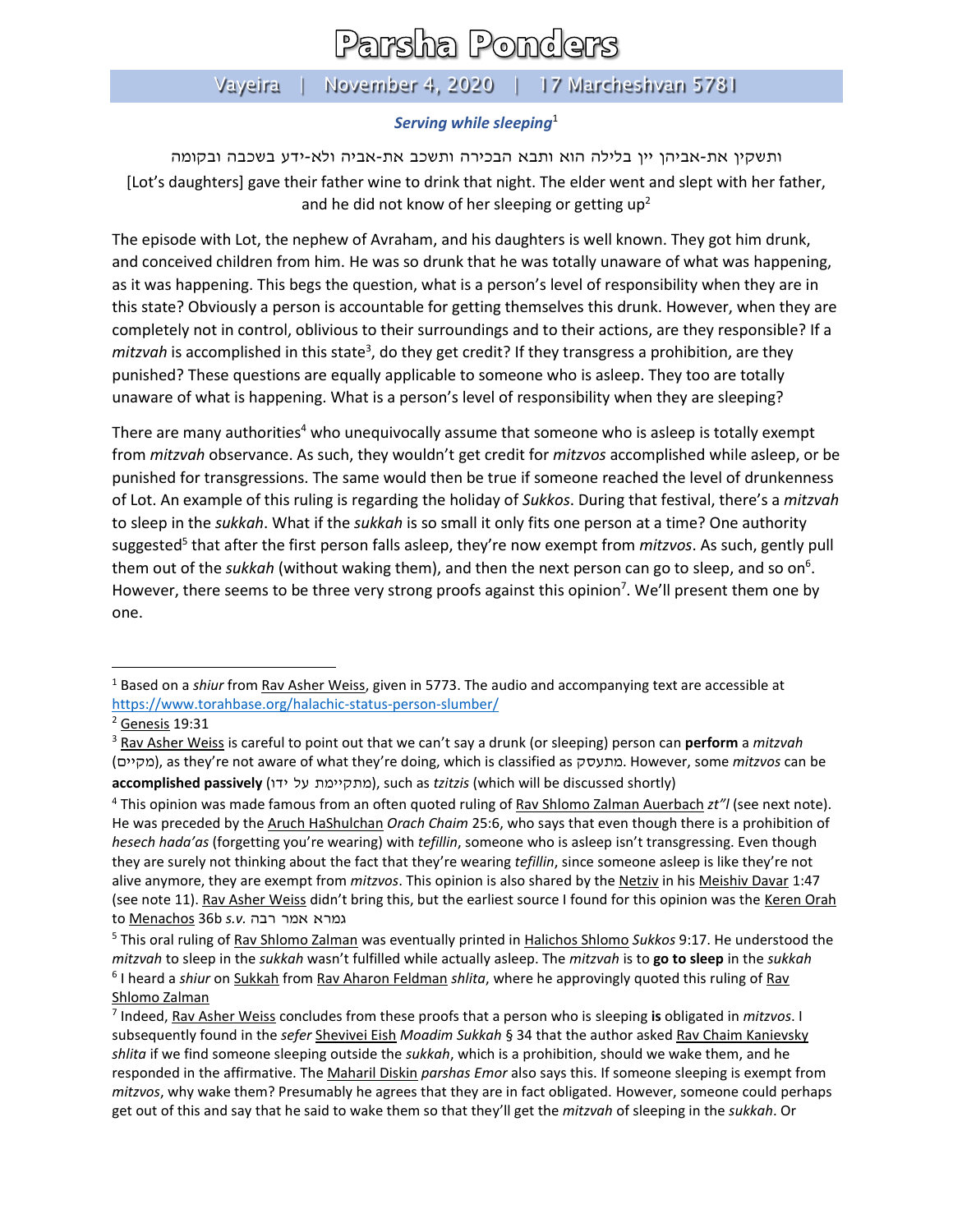# Parsha Ponders

Vayeira | November 4, 2020 | 17 Marcheshvan 5781

### *Serving while sleeping*[1]

ותשקין את-אביהן יין בלילה הוא ותבא הבכירה ותשכב את-אביה ולא-ידע בשכבה ובקומה

[Lot's daughters] gave their father wine to drink that night. The elder went and slept with her father, and he did not know of her sleeping or getting up[2]

The episode with Lot, the nephew of Avraham, and his daughters is well known. They got him drunk, and conceived children from him. He was so drunk that he was totally unaware of what was happening, as it was happening. This begs the question, what is a person's level of responsibility when they are in this state? Obviously a person is accountable for getting themselves this drunk. However, when they are completely not in control, oblivious to their surroundings and to their actions, are they responsible? If a *mitzvah* is accomplished in this state[3], do they get credit? If they transgress a prohibition, are they punished? These questions are equally applicable to someone who is asleep. They too are totally unaware of what is happening. What is a person's level of responsibility when they are sleeping?

There are many authorities[4] who unequivocally assume that someone who is asleep is totally exempt from *mitzvah* observance. As such, they wouldn't get credit for *mitzvos* accomplished while asleep, or be punished for transgressions. The same would then be true if someone reached the level of drunkenness of Lot. An example of this ruling is regarding the holiday of *Sukkos*. During that festival, there's a *mitzvah* to sleep in the *sukkah*. What if the *sukkah* is so small it only fits one person at a time? One authority suggested[5] that after the first person falls asleep, they're now exempt from *mitzvos*. As such, gently pull them out of the *sukkah* (without waking them), and then the next person can go to sleep, and so on[6]. However, there seems to be three very strong proofs against this opinion[7]. We'll present them one by one.

---

[1] Based on a *shiur* from Rav Asher Weiss, given in 5773. The audio and accompanying text are accessible at https://www.torahbase.org/halachic-status-person-slumber/

[2] Genesis 19:31

[3] Rav Asher Weiss is careful to point out that we can't say a drunk (or sleeping) person can **perform** a *mitzvah* (מקיים), as they're not aware of what they're doing, which is classified as מתעסק. However, some *mitzvos* can be **accomplished passively** (מתקיימת על ידו), such as *tzitzis* (which will be discussed shortly)

[4] This opinion was made famous from an often quoted ruling of Rav Shlomo Zalman Auerbach *zt"l* (see next note). He was preceded by the Aruch HaShulchan *Orach Chaim* 25:6, who says that even though there is a prohibition of *hesech hada'as* (forgetting you're wearing) with *tefillin*, someone who is asleep isn't transgressing. Even though they are surely not thinking about the fact that they're wearing *tefillin*, since someone asleep is like they're not alive anymore, they are exempt from *mitzvos*. This opinion is also shared by the Netziv in his Meishiv Davar 1:47 (see note 11). Rav Asher Weiss didn't bring this, but the earliest source I found for this opinion was the Keren Orah to Menachos 36b *s.v.* גמרא אמר רבה

[5] This oral ruling of Rav Shlomo Zalman was eventually printed in Halichos Shlomo *Sukkos* 9:17. He understood the *mitzvah* to sleep in the *sukkah* wasn't fulfilled while actually asleep. The *mitzvah* is to **go to sleep** in the *sukkah*

[6] I heard a *shiur* on Sukkah from Rav Aharon Feldman *shlita*, where he approvingly quoted this ruling of Rav Shlomo Zalman

[7] Indeed, Rav Asher Weiss concludes from these proofs that a person who is sleeping **is** obligated in *mitzvos*. I subsequently found in the *sefer* Shevivei Eish *Moadim Sukkah* § 34 that the author asked Rav Chaim Kanievsky *shlita* if we find someone sleeping outside the *sukkah*, which is a prohibition, should we wake them, and he responded in the affirmative. The Maharil Diskin *parshas Emor* also says this. If someone sleeping is exempt from *mitzvos*, why wake them? Presumably he agrees that they are in fact obligated. However, someone could perhaps get out of this and say that he said to wake them so that they'll get the *mitzvah* of sleeping in the *sukkah*. Or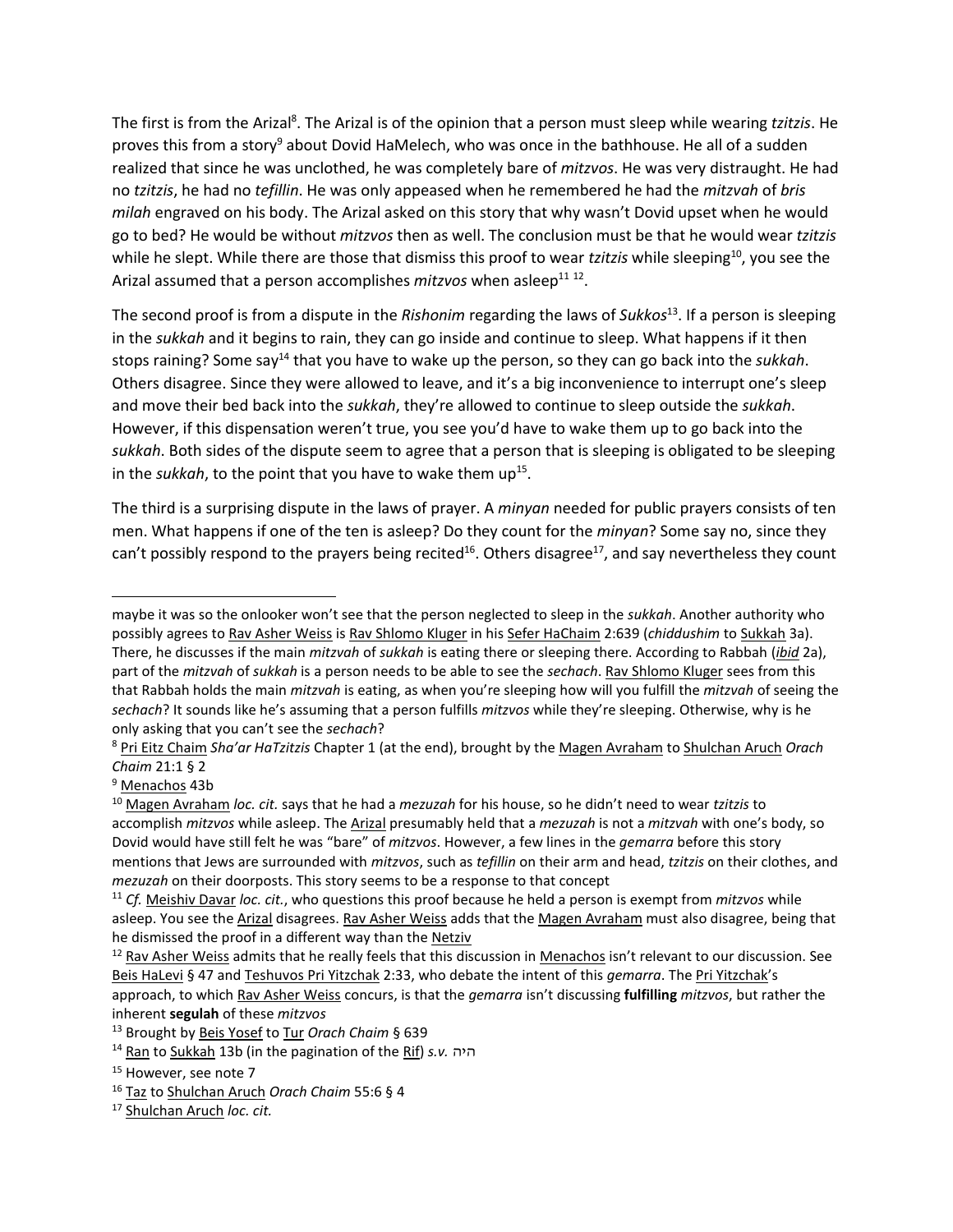The first is from the Arizal[8]. The Arizal is of the opinion that a person must sleep while wearing *tzitzis*. He proves this from a story[9] about Dovid HaMelech, who was once in the bathhouse. He all of a sudden realized that since he was unclothed, he was completely bare of *mitzvos*. He was very distraught. He had no *tzitzis*, he had no *tefillin*. He was only appeased when he remembered he had the *mitzvah* of *bris milah* engraved on his body. The Arizal asked on this story that why wasn't Dovid upset when he would go to bed? He would be without *mitzvos* then as well. The conclusion must be that he would wear *tzitzis* while he slept. While there are those that dismiss this proof to wear *tzitzis* while sleeping[10], you see the Arizal assumed that a person accomplishes *mitzvos* when asleep[11] [12].

The second proof is from a dispute in the *Rishonim* regarding the laws of *Sukkos*[13]. If a person is sleeping in the *sukkah* and it begins to rain, they can go inside and continue to sleep. What happens if it then stops raining? Some say[14] that you have to wake up the person, so they can go back into the *sukkah*. Others disagree. Since they were allowed to leave, and it's a big inconvenience to interrupt one's sleep and move their bed back into the *sukkah*, they're allowed to continue to sleep outside the *sukkah*. However, if this dispensation weren't true, you see you'd have to wake them up to go back into the *sukkah*. Both sides of the dispute seem to agree that a person that is sleeping is obligated to be sleeping in the *sukkah*, to the point that you have to wake them up[15].

The third is a surprising dispute in the laws of prayer. A *minyan* needed for public prayers consists of ten men. What happens if one of the ten is asleep? Do they count for the *minyan*? Some say no, since they can't possibly respond to the prayers being recited[16]. Others disagree[17], and say nevertheless they count

---

maybe it was so the onlooker won't see that the person neglected to sleep in the *sukkah*. Another authority who possibly agrees to Rav Asher Weiss is Rav Shlomo Kluger in his Sefer HaChaim 2:639 (*chiddushim* to Sukkah 3a). There, he discusses if the main *mitzvah* of *sukkah* is eating there or sleeping there. According to Rabbah (*ibid* 2a), part of the *mitzvah* of *sukkah* is a person needs to be able to see the *sechach*. Rav Shlomo Kluger sees from this that Rabbah holds the main *mitzvah* is eating, as when you're sleeping how will you fulfill the *mitzvah* of seeing the *sechach*? It sounds like he's assuming that a person fulfills *mitzvos* while they're sleeping. Otherwise, why is he only asking that you can't see the *sechach*?

[8] Pri Eitz Chaim *Sha'ar HaTzitzis* Chapter 1 (at the end), brought by the Magen Avraham to Shulchan Aruch *Orach Chaim* 21:1 § 2

[9] Menachos 43b

[10] Magen Avraham *loc. cit.* says that he had a *mezuzah* for his house, so he didn't need to wear *tzitzis* to accomplish *mitzvos* while asleep. The Arizal presumably held that a *mezuzah* is not a *mitzvah* with one's body, so Dovid would have still felt he was "bare" of *mitzvos*. However, a few lines in the *gemarra* before this story mentions that Jews are surrounded with *mitzvos*, such as *tefillin* on their arm and head, *tzitzis* on their clothes, and *mezuzah* on their doorposts. This story seems to be a response to that concept

[11] *Cf.* Meishiv Davar *loc. cit.*, who questions this proof because he held a person is exempt from *mitzvos* while asleep. You see the Arizal disagrees. Rav Asher Weiss adds that the Magen Avraham must also disagree, being that he dismissed the proof in a different way than the Netziv

[12] Rav Asher Weiss admits that he really feels that this discussion in Menachos isn't relevant to our discussion. See Beis HaLevi § 47 and Teshuvos Pri Yitzchak 2:33, who debate the intent of this *gemarra*. The Pri Yitzchak's approach, to which Rav Asher Weiss concurs, is that the *gemarra* isn't discussing **fulfilling** *mitzvos*, but rather the inherent **segulah** of these *mitzvos*

[13] Brought by Beis Yosef to Tur *Orach Chaim* § 639

[14] Ran to Sukkah 13b (in the pagination of the Rif) *s.v.* היה

[15] However, see note 7

[16] Taz to Shulchan Aruch *Orach Chaim* 55:6 § 4

[17] Shulchan Aruch *loc. cit.*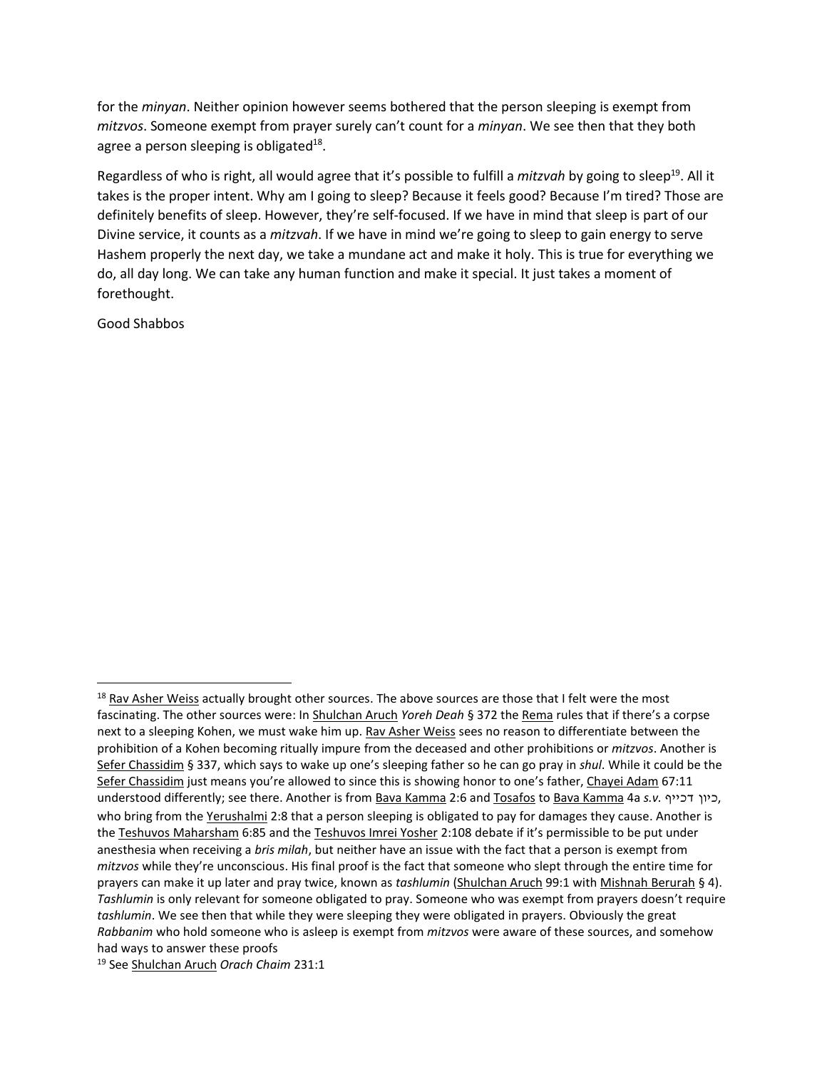for the *minyan*. Neither opinion however seems bothered that the person sleeping is exempt from *mitzvos*. Someone exempt from prayer surely can't count for a *minyan*. We see then that they both agree a person sleeping is obligated[18].

Regardless of who is right, all would agree that it's possible to fulfill a *mitzvah* by going to sleep[19]. All it takes is the proper intent. Why am I going to sleep? Because it feels good? Because I'm tired? Those are definitely benefits of sleep. However, they're self-focused. If we have in mind that sleep is part of our Divine service, it counts as a *mitzvah*. If we have in mind we're going to sleep to gain energy to serve Hashem properly the next day, we take a mundane act and make it holy. This is true for everything we do, all day long. We can take any human function and make it special. It just takes a moment of forethought.

Good Shabbos

---

[18] Rav Asher Weiss actually brought other sources. The above sources are those that I felt were the most fascinating. The other sources were: In Shulchan Aruch *Yoreh Deah* § 372 the Rema rules that if there's a corpse next to a sleeping Kohen, we must wake him up. Rav Asher Weiss sees no reason to differentiate between the prohibition of a Kohen becoming ritually impure from the deceased and other prohibitions or *mitzvos*. Another is Sefer Chassidim § 337, which says to wake up one's sleeping father so he can go pray in *shul*. While it could be the Sefer Chassidim just means you're allowed to since this is showing honor to one's father, Chayei Adam 67:11 understood differently; see there. Another is from Bava Kamma 2:6 and Tosafos to Bava Kamma 4a *s.v.* כיון דכייף, who bring from the Yerushalmi 2:8 that a person sleeping is obligated to pay for damages they cause. Another is the Teshuvos Maharsham 6:85 and the Teshuvos Imrei Yosher 2:108 debate if it's permissible to be put under anesthesia when receiving a *bris milah*, but neither have an issue with the fact that a person is exempt from *mitzvos* while they're unconscious. His final proof is the fact that someone who slept through the entire time for prayers can make it up later and pray twice, known as *tashlumin* (Shulchan Aruch 99:1 with Mishnah Berurah § 4). *Tashlumin* is only relevant for someone obligated to pray. Someone who was exempt from prayers doesn't require *tashlumin*. We see then that while they were sleeping they were obligated in prayers. Obviously the great *Rabbanim* who hold someone who is asleep is exempt from *mitzvos* were aware of these sources, and somehow had ways to answer these proofs

[19] See Shulchan Aruch *Orach Chaim* 231:1